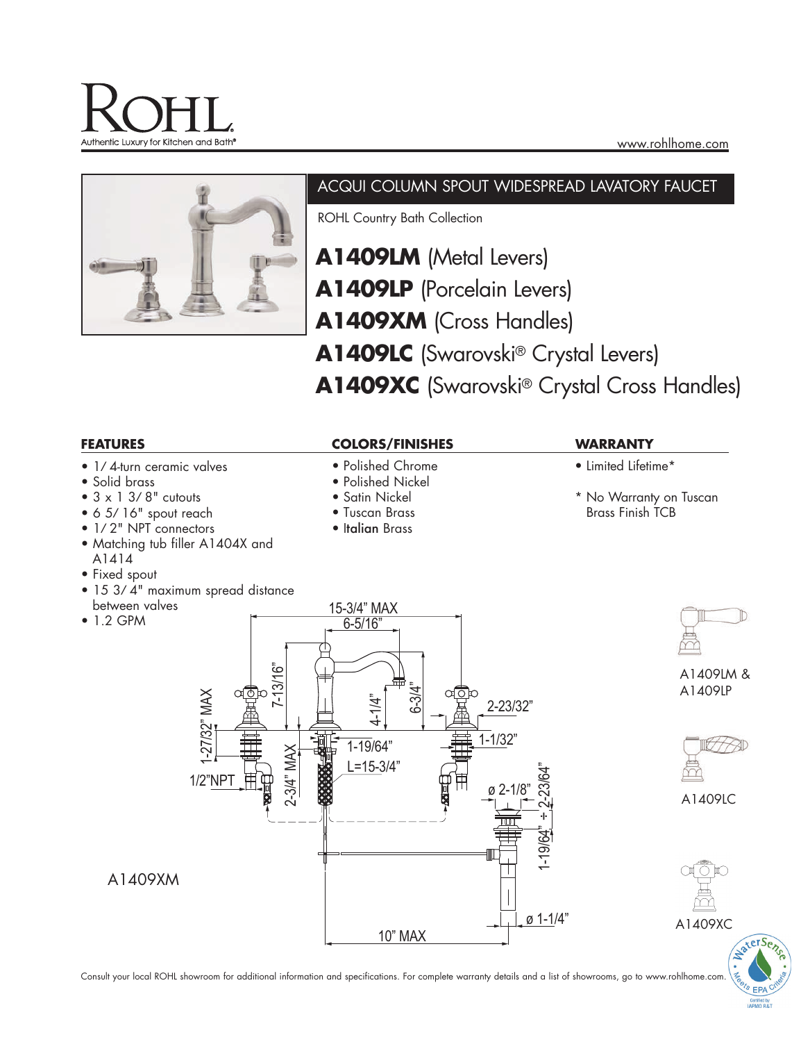# ROHL

Authentic Luxury for Kitchen and Bath®

www.rohlhome.com

## ACQUI COLUMN SPOUT WIDESPREAD LAVATORY FAUCET

ROHL Country Bath Collection

**A1409LM** (Metal Levers)
**A1409LP** (Porcelain Levers)
**A1409XM** (Cross Handles)
**A1409LC** (Swarovski® Crystal Levers)
**A1409XC** (Swarovski® Crystal Cross Handles)

### FEATURES

- 1/ 4-turn ceramic valves
- Solid brass
- 3 x 1 3/ 8" cutouts
- 6 5/ 16" spout reach
- 1/ 2" NPT connectors
- Matching tub filler A1404X and A1414
- Fixed spout
- 15 3/ 4" maximum spread distance between valves
- 1.2 GPM

### COLORS/FINISHES

- Polished Chrome
- Polished Nickel
- Satin Nickel
- Tuscan Brass
- Italian Brass

### WARRANTY

- Limited Lifetime*

\* No Warranty on Tuscan Brass Finish TCB

15-3/4" MAX
6-5/16"
7-13/16"
1-27/32" MAX
4-1/4"
6-3/4"
2-23/32"
1-1/32"
1-19/64"
L=15-3/4"
1/2"NPT
2-3/4" MAX
ø 2-1/8"
2-23/64"
1-19/64"
ø 1-1/4"
10" MAX

A1409XM

A1409LM & A1409LP

A1409LC

A1409XC

Consult your local ROHL showroom for additional information and specifications. For complete warranty details and a list of showrooms, go to www.rohlhome.com.

WaterSense Meets EPA Criteria
Certified by IAPMO R&T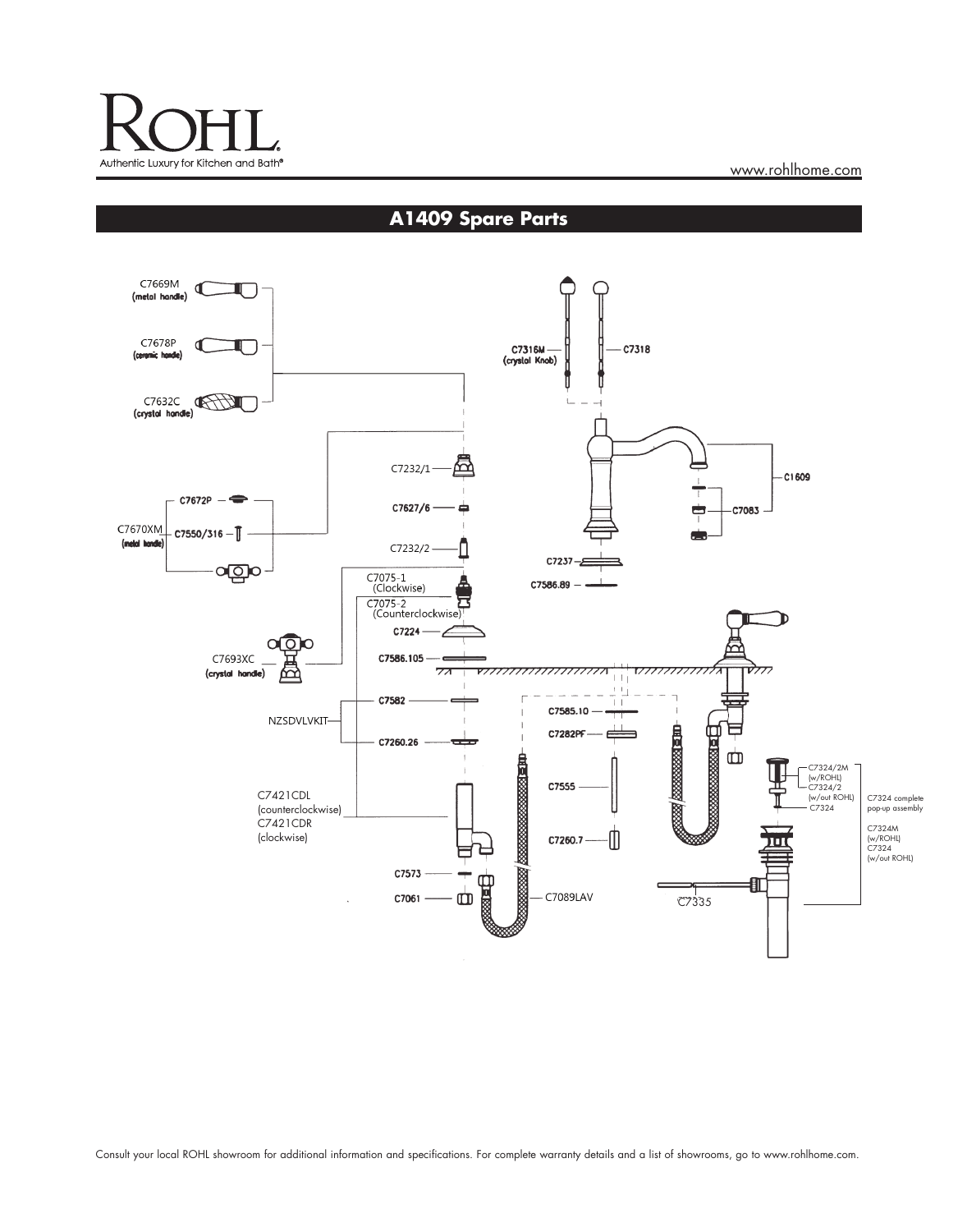# A1409 Spare Parts

C7669M (metal handle)

C7678P (ceramic handle)

C7632C (crystal handle)

C7670XM (metal handle)

C7672P

C7550/316

C7693XC (crystal handle)

C7232/1

C7627/6

C7232/2

C7075-1 (Clockwise)

C7075-2 (Counterclockwise)

C7224

C7586.105

NZSDVLVKIT

C7582

C7260.26

C7421CDL (counterclockwise)
C7421CDR (clockwise)

C7573

C7061

C7089LAV

C7316M (crystal Knob)

C7318

C1609

C7083

C7237

C7586.89

C7585.10

C7282PF

C7555

C7260.7

C7324/2M (w/ROHL)
C7324/2 (w/out ROHL)
C7324

C7324 complete pop-up assembly

C7324M (w/ROHL)
C7324 (w/out ROHL)

C7335

Consult your local ROHL showroom for additional information and specifications. For complete warranty details and a list of showrooms, go to www.rohlhome.com.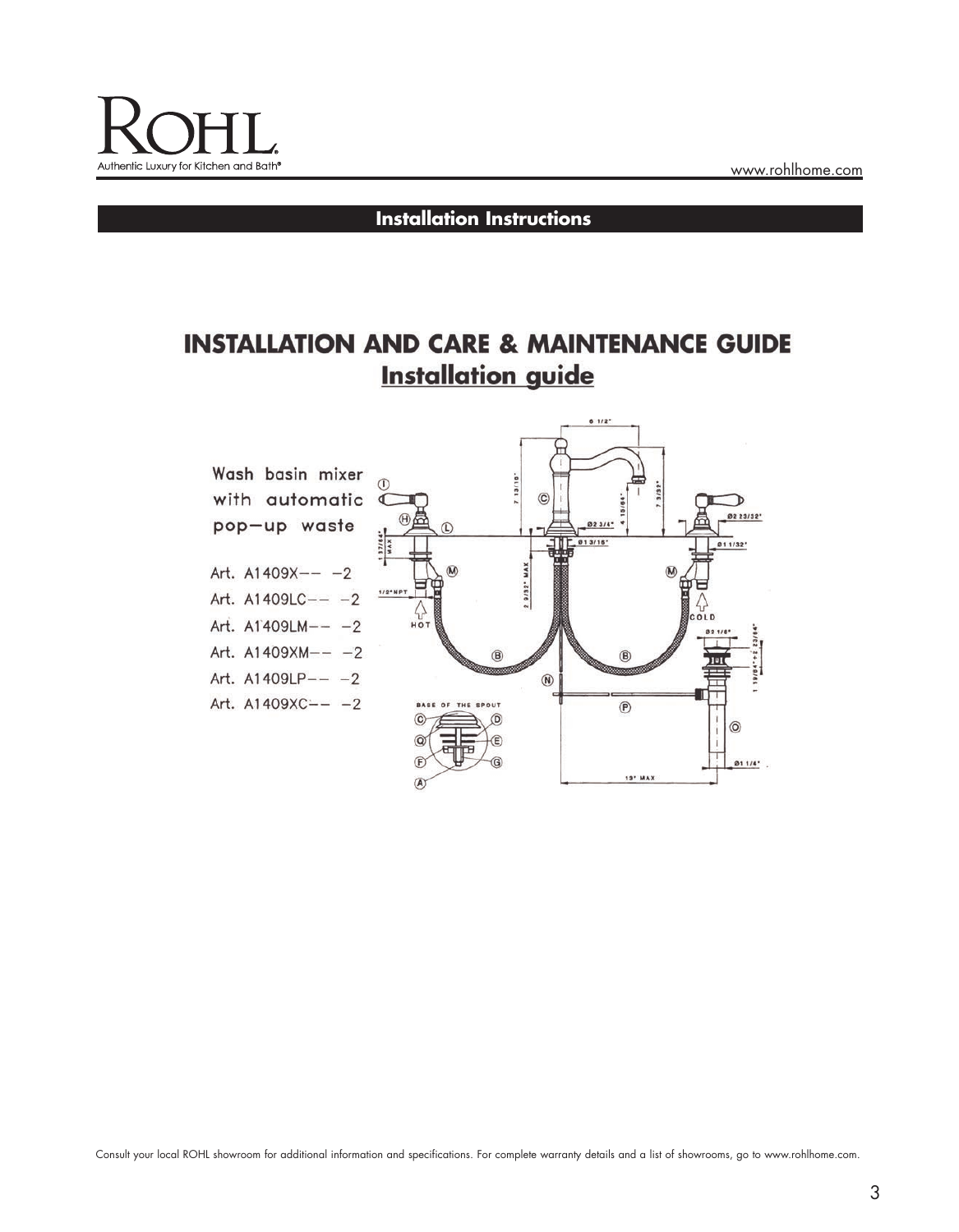## Installation Instructions

# INSTALLATION AND CARE & MAINTENANCE GUIDE

## Installation guide

Wash basin mixer with automatic pop—up waste

Art. A1409X-- -2

Art. A1409LC-- -2

Art. A1409LM-- -2

Art. A1409XM-- -2

Art. A1409LP-- -2

Art. A1409XC-- -2

Consult your local ROHL showroom for additional information and specifications. For complete warranty details and a list of showrooms, go to www.rohlhome.com.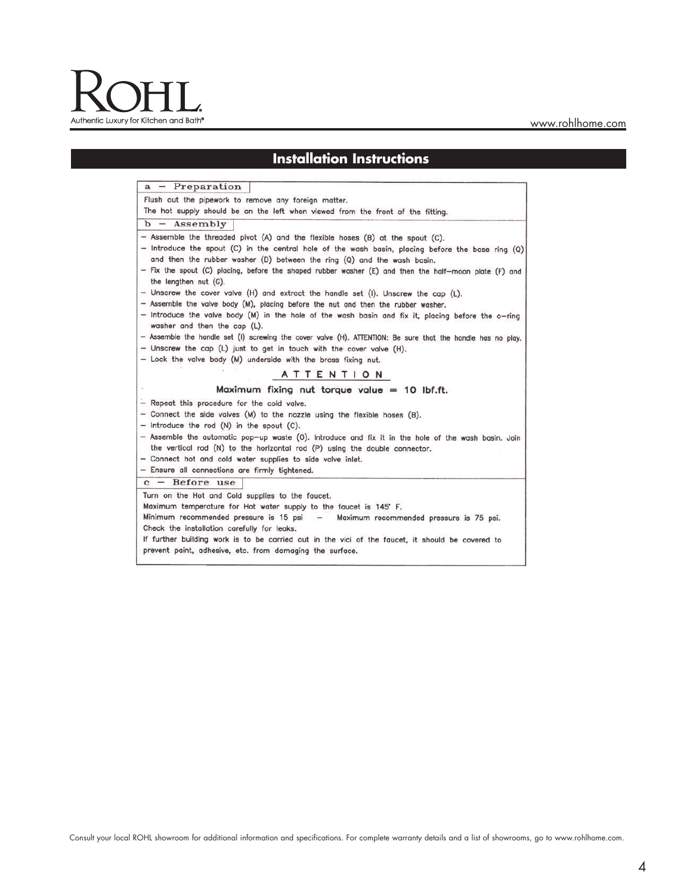# ROHL

Authentic Luxury for Kitchen and Bath®

www.rohlhome.com

## Installation Instructions

### a – Preparation

Flush out the pipework to remove any foreign matter.

The hot supply should be on the left when viewed from the front of the fitting.

### b – Assembly

- Assemble the threaded pivot (A) and the flexible hoses (B) at the spout (C).
- Introduce the spout (C) in the central hole of the wash basin, placing before the base ring (Q) and then the rubber washer (D) between the ring (Q) and the wash basin.
- Fix the spout (C) placing, before the shaped rubber washer (E) and then the half-moon plate (F) and the lengthen nut (G).
- Unscrew the cover valve (H) and extract the handle set (I). Unscrew the cap (L).
- Assemble the valve body (M), placing before the nut and then the rubber washer.
- Introduce the valve body (M) in the hole of the wash basin and fix it, placing before the o-ring washer and then the cap (L).
- Assemble the handle set (I) screwing the cover valve (H). ATTENTION: Be sure that the handle has no play.
- Unscrew the cap (L) just to get in touch with the cover valve (H).
- Lock the valve body (M) underside with the brass fixing nut.

**ATTENTION**

**Maximum fixing nut torque value = 10 lbf.ft.**

- Repeat this procedure for the cold valve.
- Connect the side valves (M) to the nozzle using the flexible hoses (B).
- Introduce the rod (N) in the spout (C).
- Assemble the automatic pop-up waste (O). Introduce and fix it in the hole of the wash basin. Join the vertical rod (N) to the horizontal rod (P) using the double connector.
- Connect hot and cold water supplies to side valve inlet.
- Ensure all connections are firmly tightened.

### c – Before use

Turn on the Hot and Cold supplies to the faucet.

Maximum temperature for Hot water supply to the faucet is 145° F.

Minimum recommended pressure is 15 psi – Maximum recommended pressure is 75 psi.

Check the installation carefully for leaks.

If further building work is to be carried out in the vici of the faucet, it should be covered to prevent paint, adhesive, etc. from damaging the surface.

Consult your local ROHL showroom for additional information and specifications. For complete warranty details and a list of showrooms, go to www.rohlhome.com.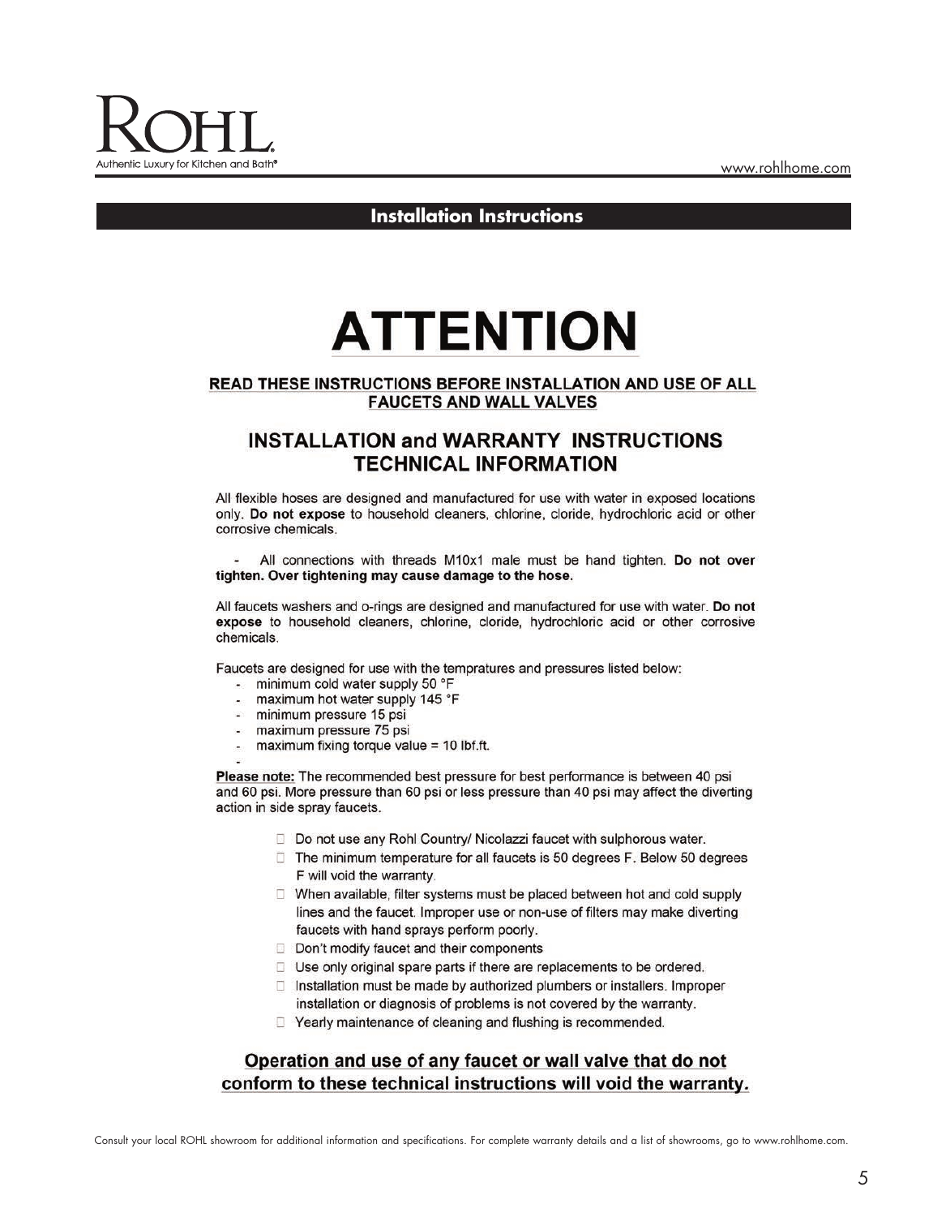ROHL

Authentic Luxury for Kitchen and Bath®

www.rohlhome.com

## Installation Instructions

# ATTENTION

**READ THESE INSTRUCTIONS BEFORE INSTALLATION AND USE OF ALL FAUCETS AND WALL VALVES**

## INSTALLATION and WARRANTY INSTRUCTIONS TECHNICAL INFORMATION

All flexible hoses are designed and manufactured for use with water in exposed locations only. **Do not expose** to household cleaners, chlorine, cloride, hydrochloric acid or other corrosive chemicals.

- All connections with threads M10x1 male must be hand tighten. **Do not over tighten. Over tightening may cause damage to the hose.**

All faucets washers and o-rings are designed and manufactured for use with water. **Do not expose** to household cleaners, chlorine, cloride, hydrochloric acid or other corrosive chemicals.

Faucets are designed for use with the tempratures and pressures listed below:

- minimum cold water supply 50 °F
- maximum hot water supply 145 °F
- minimum pressure 15 psi
- maximum pressure 75 psi
- maximum fixing torque value = 10 lbf.ft.

**Please note:** The recommended best pressure for best performance is between 40 psi and 60 psi. More pressure than 60 psi or less pressure than 40 psi may affect the diverting action in side spray faucets.

- Do not use any Rohl Country/ Nicolazzi faucet with sulphorous water.
- The minimum temperature for all faucets is 50 degrees F. Below 50 degrees F will void the warranty.
- When available, filter systems must be placed between hot and cold supply lines and the faucet. Improper use or non-use of filters may make diverting faucets with hand sprays perform poorly.
- Don't modify faucet and their components
- Use only original spare parts if there are replacements to be ordered.
- Installation must be made by authorized plumbers or installers. Improper installation or diagnosis of problems is not covered by the warranty.
- Yearly maintenance of cleaning and flushing is recommended.

**Operation and use of any faucet or wall valve that do not conform to these technical instructions will void the warranty.**

Consult your local ROHL showroom for additional information and specifications. For complete warranty details and a list of showrooms, go to www.rohlhome.com.